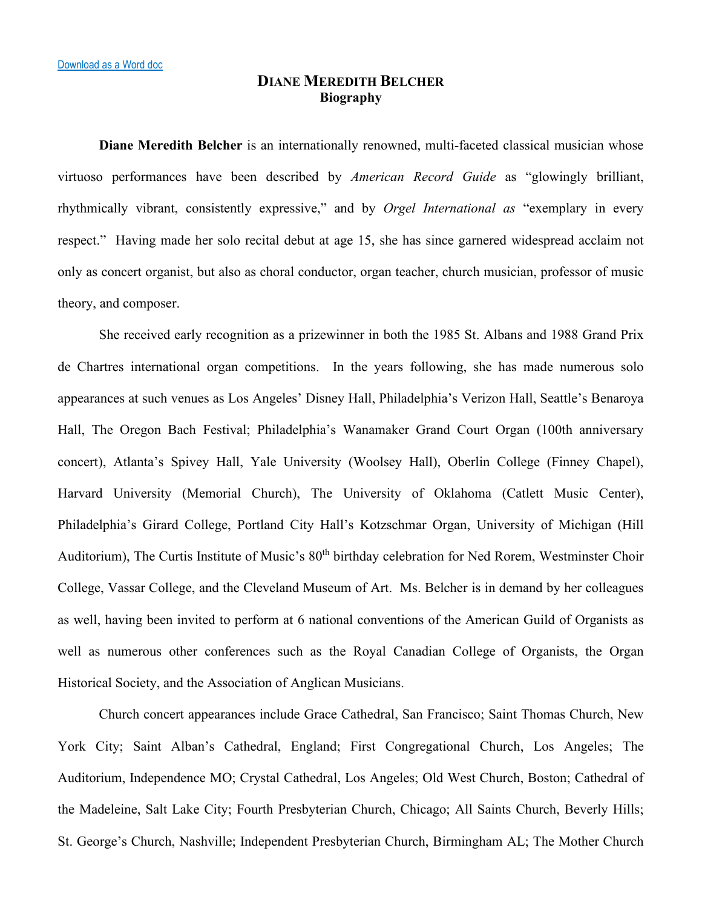[Download as a Word doc]

# DIANE MEREDITH BELCHER
## Biography

**Diane Meredith Belcher** is an internationally renowned, multi-faceted classical musician whose virtuoso performances have been described by *American Record Guide* as "glowingly brilliant, rhythmically vibrant, consistently expressive," and by *Orgel International as* "exemplary in every respect." Having made her solo recital debut at age 15, she has since garnered widespread acclaim not only as concert organist, but also as choral conductor, organ teacher, church musician, professor of music theory, and composer.

She received early recognition as a prizewinner in both the 1985 St. Albans and 1988 Grand Prix de Chartres international organ competitions. In the years following, she has made numerous solo appearances at such venues as Los Angeles' Disney Hall, Philadelphia's Verizon Hall, Seattle's Benaroya Hall, The Oregon Bach Festival; Philadelphia's Wanamaker Grand Court Organ (100th anniversary concert), Atlanta's Spivey Hall, Yale University (Woolsey Hall), Oberlin College (Finney Chapel), Harvard University (Memorial Church), The University of Oklahoma (Catlett Music Center), Philadelphia's Girard College, Portland City Hall's Kotzschmar Organ, University of Michigan (Hill Auditorium), The Curtis Institute of Music's 80th birthday celebration for Ned Rorem, Westminster Choir College, Vassar College, and the Cleveland Museum of Art. Ms. Belcher is in demand by her colleagues as well, having been invited to perform at 6 national conventions of the American Guild of Organists as well as numerous other conferences such as the Royal Canadian College of Organists, the Organ Historical Society, and the Association of Anglican Musicians.

Church concert appearances include Grace Cathedral, San Francisco; Saint Thomas Church, New York City; Saint Alban's Cathedral, England; First Congregational Church, Los Angeles; The Auditorium, Independence MO; Crystal Cathedral, Los Angeles; Old West Church, Boston; Cathedral of the Madeleine, Salt Lake City; Fourth Presbyterian Church, Chicago; All Saints Church, Beverly Hills; St. George's Church, Nashville; Independent Presbyterian Church, Birmingham AL; The Mother Church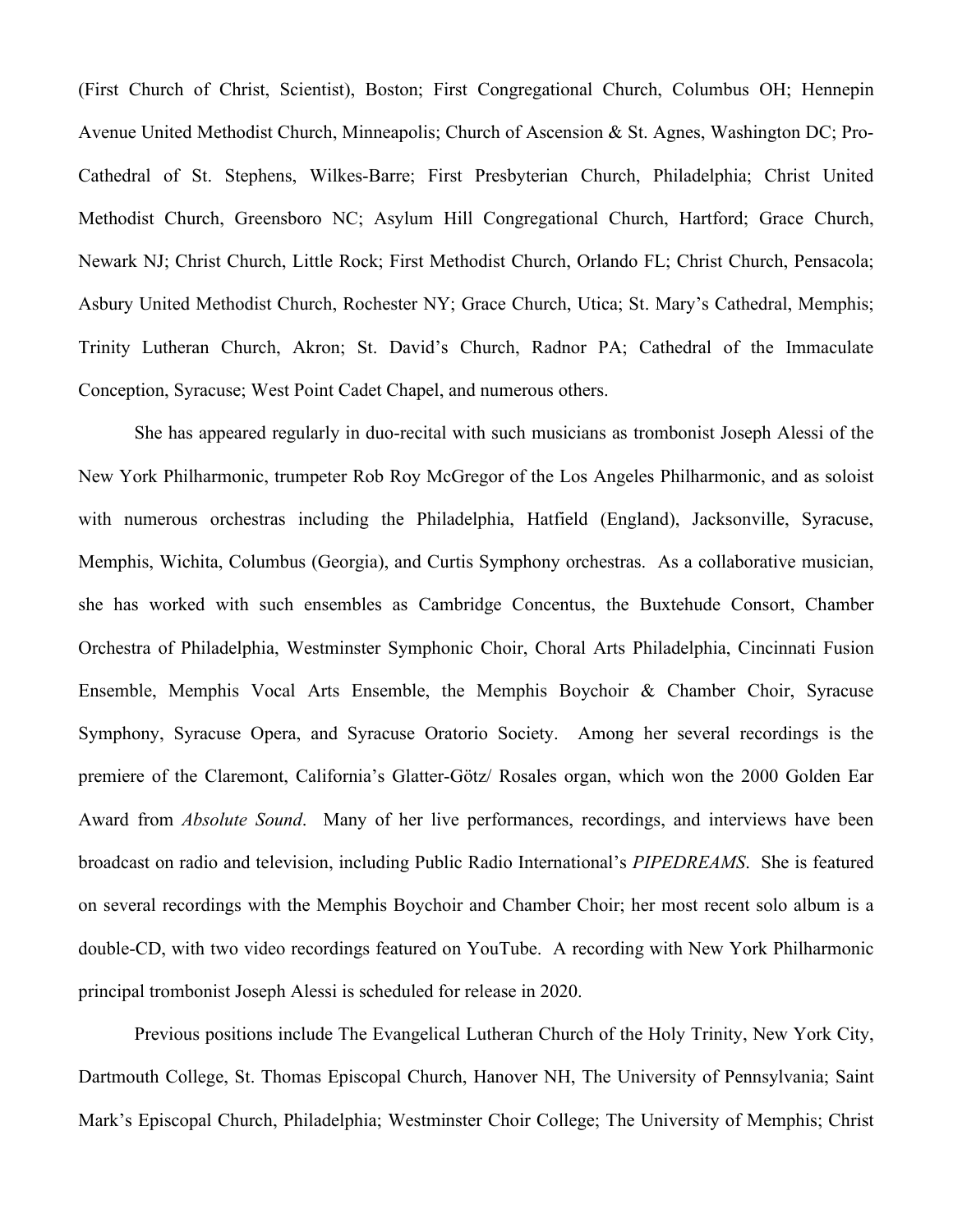(First Church of Christ, Scientist), Boston; First Congregational Church, Columbus OH; Hennepin Avenue United Methodist Church, Minneapolis; Church of Ascension & St. Agnes, Washington DC; Pro-Cathedral of St. Stephens, Wilkes-Barre; First Presbyterian Church, Philadelphia; Christ United Methodist Church, Greensboro NC; Asylum Hill Congregational Church, Hartford; Grace Church, Newark NJ; Christ Church, Little Rock; First Methodist Church, Orlando FL; Christ Church, Pensacola; Asbury United Methodist Church, Rochester NY; Grace Church, Utica; St. Mary's Cathedral, Memphis; Trinity Lutheran Church, Akron; St. David's Church, Radnor PA; Cathedral of the Immaculate Conception, Syracuse; West Point Cadet Chapel, and numerous others.

She has appeared regularly in duo-recital with such musicians as trombonist Joseph Alessi of the New York Philharmonic, trumpeter Rob Roy McGregor of the Los Angeles Philharmonic, and as soloist with numerous orchestras including the Philadelphia, Hatfield (England), Jacksonville, Syracuse, Memphis, Wichita, Columbus (Georgia), and Curtis Symphony orchestras. As a collaborative musician, she has worked with such ensembles as Cambridge Concentus, the Buxtehude Consort, Chamber Orchestra of Philadelphia, Westminster Symphonic Choir, Choral Arts Philadelphia, Cincinnati Fusion Ensemble, Memphis Vocal Arts Ensemble, the Memphis Boychoir & Chamber Choir, Syracuse Symphony, Syracuse Opera, and Syracuse Oratorio Society. Among her several recordings is the premiere of the Claremont, California's Glatter-Götz/ Rosales organ, which won the 2000 Golden Ear Award from *Absolute Sound*. Many of her live performances, recordings, and interviews have been broadcast on radio and television, including Public Radio International's *PIPEDREAMS*. She is featured on several recordings with the Memphis Boychoir and Chamber Choir; her most recent solo album is a double-CD, with two video recordings featured on YouTube. A recording with New York Philharmonic principal trombonist Joseph Alessi is scheduled for release in 2020.

Previous positions include The Evangelical Lutheran Church of the Holy Trinity, New York City, Dartmouth College, St. Thomas Episcopal Church, Hanover NH, The University of Pennsylvania; Saint Mark's Episcopal Church, Philadelphia; Westminster Choir College; The University of Memphis; Christ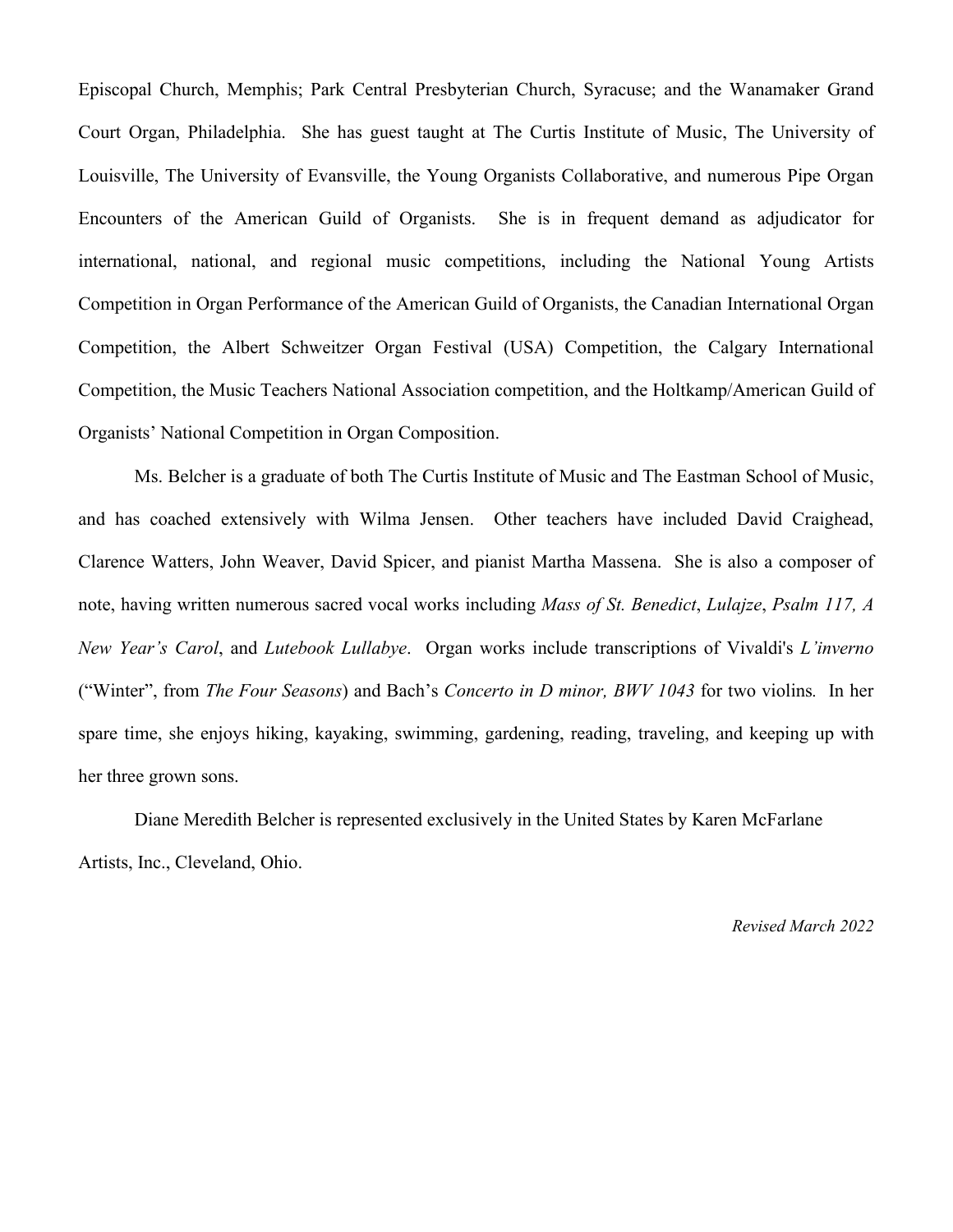Episcopal Church, Memphis; Park Central Presbyterian Church, Syracuse; and the Wanamaker Grand Court Organ, Philadelphia. She has guest taught at The Curtis Institute of Music, The University of Louisville, The University of Evansville, the Young Organists Collaborative, and numerous Pipe Organ Encounters of the American Guild of Organists. She is in frequent demand as adjudicator for international, national, and regional music competitions, including the National Young Artists Competition in Organ Performance of the American Guild of Organists, the Canadian International Organ Competition, the Albert Schweitzer Organ Festival (USA) Competition, the Calgary International Competition, the Music Teachers National Association competition, and the Holtkamp/American Guild of Organists' National Competition in Organ Composition.

Ms. Belcher is a graduate of both The Curtis Institute of Music and The Eastman School of Music, and has coached extensively with Wilma Jensen. Other teachers have included David Craighead, Clarence Watters, John Weaver, David Spicer, and pianist Martha Massena. She is also a composer of note, having written numerous sacred vocal works including *Mass of St. Benedict*, *Lulajze*, *Psalm 117, A New Year's Carol*, and *Lutebook Lullabye*. Organ works include transcriptions of Vivaldi's *L'inverno* ("Winter", from *The Four Seasons*) and Bach's *Concerto in D minor, BWV 1043* for two violins. In her spare time, she enjoys hiking, kayaking, swimming, gardening, reading, traveling, and keeping up with her three grown sons.

Diane Meredith Belcher is represented exclusively in the United States by Karen McFarlane Artists, Inc., Cleveland, Ohio.

*Revised March 2022*